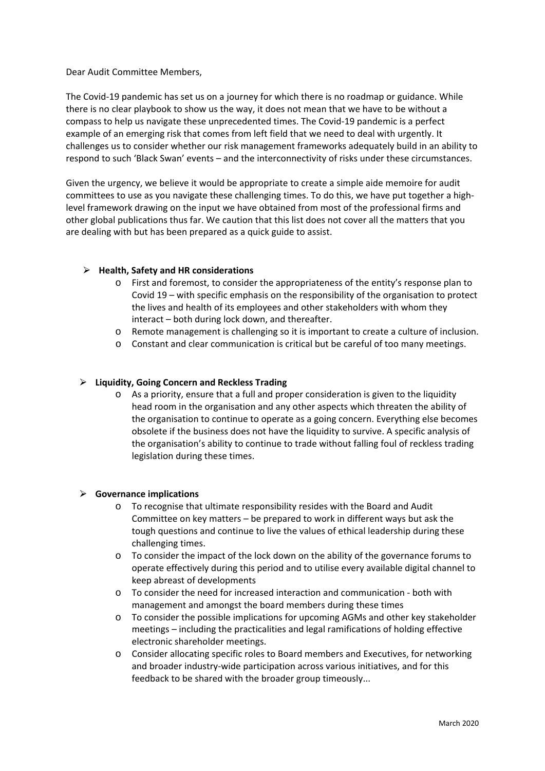Dear Audit Committee Members,

The Covid-19 pandemic has set us on a journey for which there is no roadmap or guidance. While there is no clear playbook to show us the way, it does not mean that we have to be without a compass to help us navigate these unprecedented times. The Covid-19 pandemic is a perfect example of an emerging risk that comes from left field that we need to deal with urgently. It challenges us to consider whether our risk management frameworks adequately build in an ability to respond to such 'Black Swan' events – and the interconnectivity of risks under these circumstances.

Given the urgency, we believe it would be appropriate to create a simple aide memoire for audit committees to use as you navigate these challenging times. To do this, we have put together a high-level framework drawing on the input we have obtained from most of the professional firms and other global publications thus far. We caution that this list does not cover all the matters that you are dealing with but has been prepared as a quick guide to assist.

- **Health, Safety and HR considerations**
  - First and foremost, to consider the appropriateness of the entity's response plan to Covid 19 – with specific emphasis on the responsibility of the organisation to protect the lives and health of its employees and other stakeholders with whom they interact – both during lock down, and thereafter.
  - Remote management is challenging so it is important to create a culture of inclusion.
  - Constant and clear communication is critical but be careful of too many meetings.

- **Liquidity, Going Concern and Reckless Trading**
  - As a priority, ensure that a full and proper consideration is given to the liquidity head room in the organisation and any other aspects which threaten the ability of the organisation to continue to operate as a going concern. Everything else becomes obsolete if the business does not have the liquidity to survive. A specific analysis of the organisation's ability to continue to trade without falling foul of reckless trading legislation during these times.

- **Governance implications**
  - To recognise that ultimate responsibility resides with the Board and Audit Committee on key matters – be prepared to work in different ways but ask the tough questions and continue to live the values of ethical leadership during these challenging times.
  - To consider the impact of the lock down on the ability of the governance forums to operate effectively during this period and to utilise every available digital channel to keep abreast of developments
  - To consider the need for increased interaction and communication - both with management and amongst the board members during these times
  - To consider the possible implications for upcoming AGMs and other key stakeholder meetings – including the practicalities and legal ramifications of holding effective electronic shareholder meetings.
  - Consider allocating specific roles to Board members and Executives, for networking and broader industry-wide participation across various initiatives, and for this feedback to be shared with the broader group timeously...

March 2020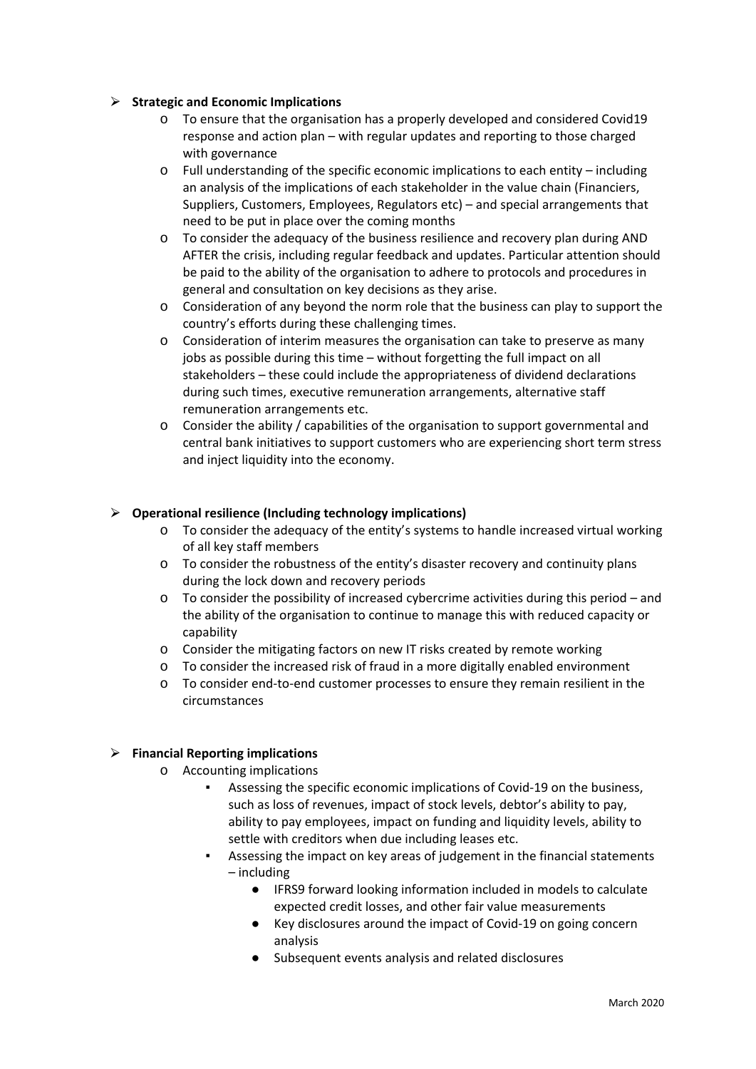- **Strategic and Economic Implications**
    - To ensure that the organisation has a properly developed and considered Covid19 response and action plan – with regular updates and reporting to those charged with governance
    - Full understanding of the specific economic implications to each entity – including an analysis of the implications of each stakeholder in the value chain (Financiers, Suppliers, Customers, Employees, Regulators etc) – and special arrangements that need to be put in place over the coming months
    - To consider the adequacy of the business resilience and recovery plan during AND AFTER the crisis, including regular feedback and updates. Particular attention should be paid to the ability of the organisation to adhere to protocols and procedures in general and consultation on key decisions as they arise.
    - Consideration of any beyond the norm role that the business can play to support the country's efforts during these challenging times.
    - Consideration of interim measures the organisation can take to preserve as many jobs as possible during this time – without forgetting the full impact on all stakeholders – these could include the appropriateness of dividend declarations during such times, executive remuneration arrangements, alternative staff remuneration arrangements etc.
    - Consider the ability / capabilities of the organisation to support governmental and central bank initiatives to support customers who are experiencing short term stress and inject liquidity into the economy.

- **Operational resilience (Including technology implications)**
    - To consider the adequacy of the entity's systems to handle increased virtual working of all key staff members
    - To consider the robustness of the entity's disaster recovery and continuity plans during the lock down and recovery periods
    - To consider the possibility of increased cybercrime activities during this period – and the ability of the organisation to continue to manage this with reduced capacity or capability
    - Consider the mitigating factors on new IT risks created by remote working
    - To consider the increased risk of fraud in a more digitally enabled environment
    - To consider end-to-end customer processes to ensure they remain resilient in the circumstances

- **Financial Reporting implications**
    - Accounting implications
        - Assessing the specific economic implications of Covid-19 on the business, such as loss of revenues, impact of stock levels, debtor's ability to pay, ability to pay employees, impact on funding and liquidity levels, ability to settle with creditors when due including leases etc.
        - Assessing the impact on key areas of judgement in the financial statements – including
            - IFRS9 forward looking information included in models to calculate expected credit losses, and other fair value measurements
            - Key disclosures around the impact of Covid-19 on going concern analysis
            - Subsequent events analysis and related disclosures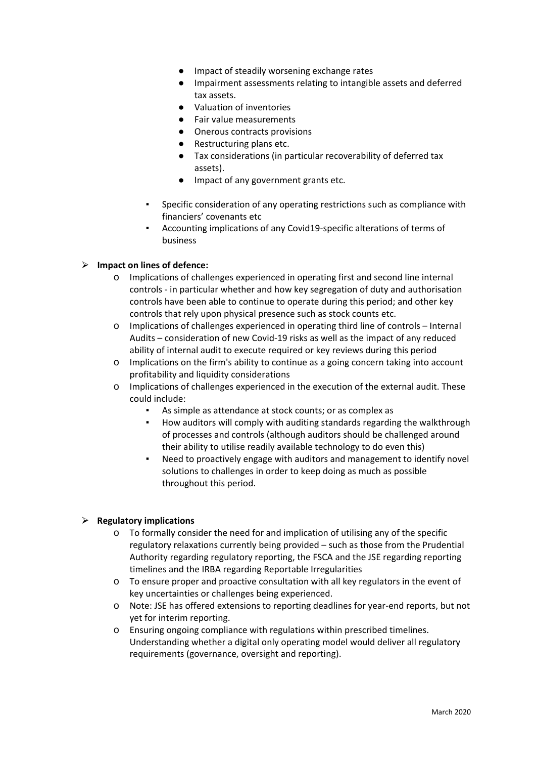- Impact of steadily worsening exchange rates
- Impairment assessments relating to intangible assets and deferred tax assets.
- Valuation of inventories
- Fair value measurements
- Onerous contracts provisions
- Restructuring plans etc.
- Tax considerations (in particular recoverability of deferred tax assets).
- Impact of any government grants etc.

  - Specific consideration of any operating restrictions such as compliance with financiers' covenants etc
  - Accounting implications of any Covid19-specific alterations of terms of business

- **Impact on lines of defence:**
  - Implications of challenges experienced in operating first and second line internal controls - in particular whether and how key segregation of duty and authorisation controls have been able to continue to operate during this period; and other key controls that rely upon physical presence such as stock counts etc.
  - Implications of challenges experienced in operating third line of controls – Internal Audits – consideration of new Covid-19 risks as well as the impact of any reduced ability of internal audit to execute required or key reviews during this period
  - Implications on the firm's ability to continue as a going concern taking into account profitability and liquidity considerations
  - Implications of challenges experienced in the execution of the external audit. These could include:
    - As simple as attendance at stock counts; or as complex as
    - How auditors will comply with auditing standards regarding the walkthrough of processes and controls (although auditors should be challenged around their ability to utilise readily available technology to do even this)
    - Need to proactively engage with auditors and management to identify novel solutions to challenges in order to keep doing as much as possible throughout this period.

- **Regulatory implications**
  - To formally consider the need for and implication of utilising any of the specific regulatory relaxations currently being provided – such as those from the Prudential Authority regarding regulatory reporting, the FSCA and the JSE regarding reporting timelines and the IRBA regarding Reportable Irregularities
  - To ensure proper and proactive consultation with all key regulators in the event of key uncertainties or challenges being experienced.
  - Note: JSE has offered extensions to reporting deadlines for year-end reports, but not yet for interim reporting.
  - Ensuring ongoing compliance with regulations within prescribed timelines. Understanding whether a digital only operating model would deliver all regulatory requirements (governance, oversight and reporting).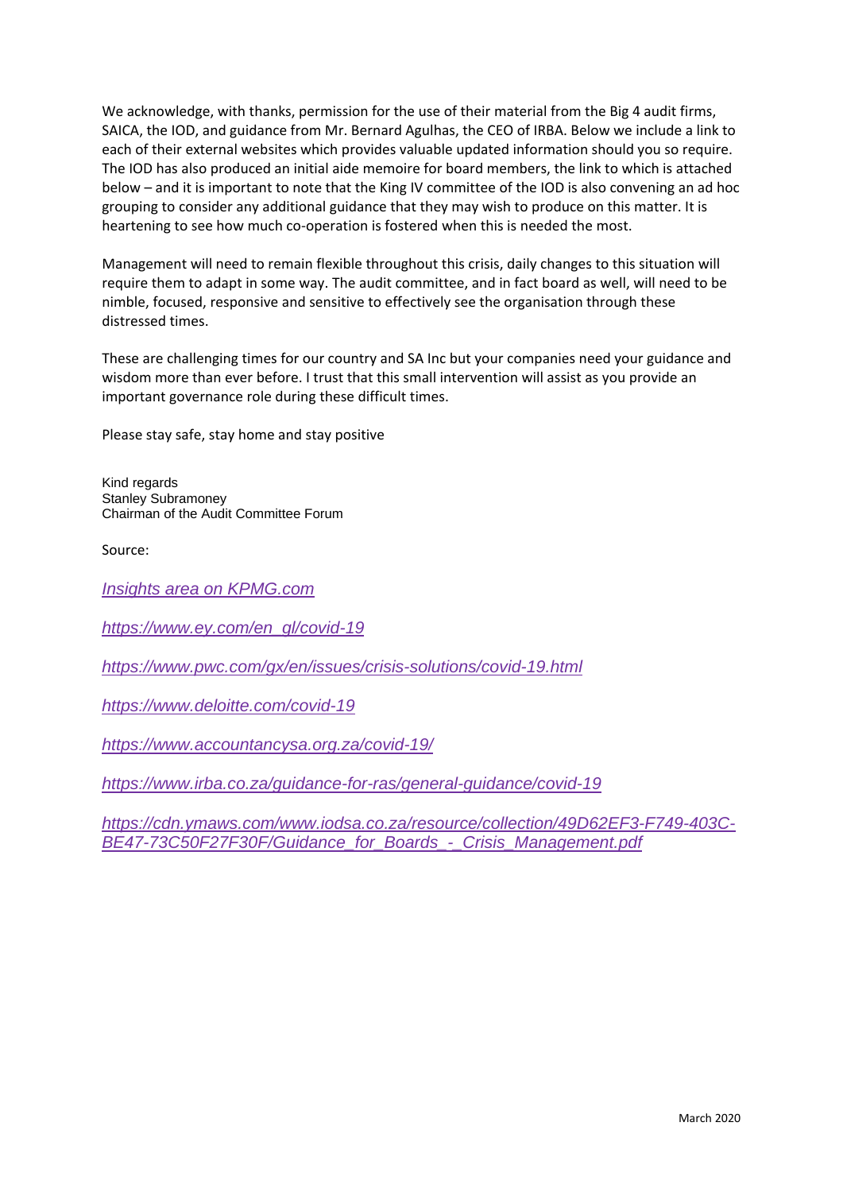We acknowledge, with thanks, permission for the use of their material from the Big 4 audit firms, SAICA, the IOD, and guidance from Mr. Bernard Agulhas, the CEO of IRBA. Below we include a link to each of their external websites which provides valuable updated information should you so require. The IOD has also produced an initial aide memoire for board members, the link to which is attached below – and it is important to note that the King IV committee of the IOD is also convening an ad hoc grouping to consider any additional guidance that they may wish to produce on this matter. It is heartening to see how much co-operation is fostered when this is needed the most.

Management will need to remain flexible throughout this crisis, daily changes to this situation will require them to adapt in some way. The audit committee, and in fact board as well, will need to be nimble, focused, responsive and sensitive to effectively see the organisation through these distressed times.

These are challenging times for our country and SA Inc but your companies need your guidance and wisdom more than ever before. I trust that this small intervention will assist as you provide an important governance role during these difficult times.

Please stay safe, stay home and stay positive

Kind regards
Stanley Subramoney
Chairman of the Audit Committee Forum

Source:

*Insights area on KPMG.com*

*https://www.ey.com/en_gl/covid-19*

*https://www.pwc.com/gx/en/issues/crisis-solutions/covid-19.html*

*https://www.deloitte.com/covid-19*

*https://www.accountancysa.org.za/covid-19/*

*https://www.irba.co.za/guidance-for-ras/general-guidance/covid-19*

*https://cdn.ymaws.com/www.iodsa.co.za/resource/collection/49D62EF3-F749-403C-BE47-73C50F27F30F/Guidance_for_Boards_-_Crisis_Management.pdf*

March 2020